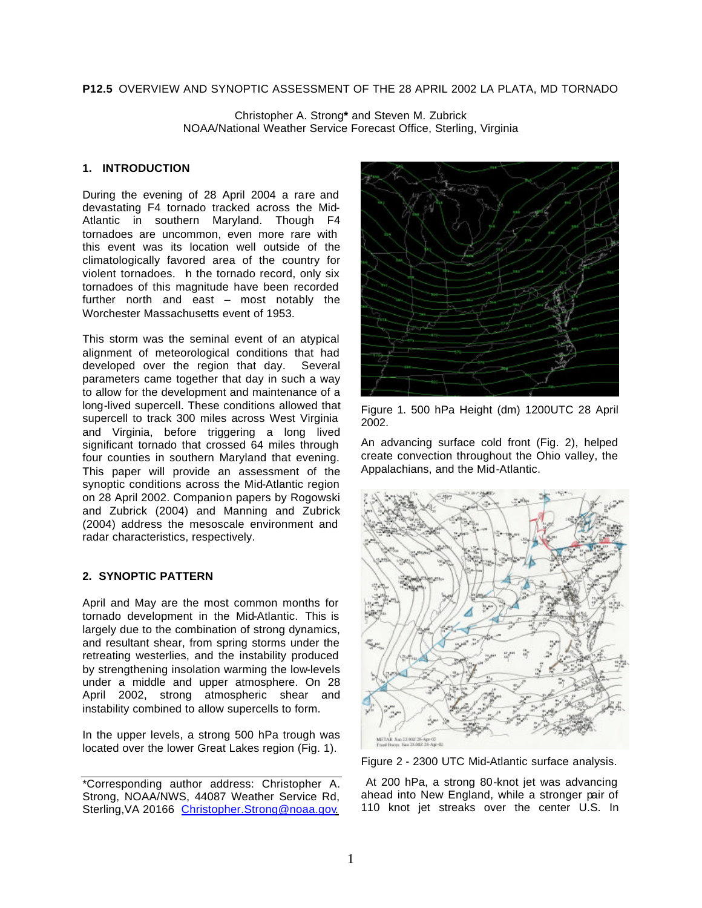**P12.5** OVERVIEW AND SYNOPTIC ASSESSMENT OF THE 28 APRIL 2002 LA PLATA, MD TORNADO

Christopher A. Strong* and Steven M. Zubrick
NOAA/National Weather Service Forecast Office, Sterling, Virginia

## 1. INTRODUCTION

During the evening of 28 April 2004 a rare and devastating F4 tornado tracked across the Mid-Atlantic in southern Maryland. Though F4 tornadoes are uncommon, even more rare with this event was its location well outside of the climatologically favored area of the country for violent tornadoes. In the tornado record, only six tornadoes of this magnitude have been recorded further north and east – most notably the Worchester Massachusetts event of 1953.

This storm was the seminal event of an atypical alignment of meteorological conditions that had developed over the region that day. Several parameters came together that day in such a way to allow for the development and maintenance of a long-lived supercell. These conditions allowed that supercell to track 300 miles across West Virginia and Virginia, before triggering a long lived significant tornado that crossed 64 miles through four counties in southern Maryland that evening. This paper will provide an assessment of the synoptic conditions across the Mid-Atlantic region on 28 April 2002. Companion papers by Rogowski and Zubrick (2004) and Manning and Zubrick (2004) address the mesoscale environment and radar characteristics, respectively.

## 2. SYNOPTIC PATTERN

April and May are the most common months for tornado development in the Mid-Atlantic. This is largely due to the combination of strong dynamics, and resultant shear, from spring storms under the retreating westerlies, and the instability produced by strengthening insolation warming the low-levels under a middle and upper atmosphere. On 28 April 2002, strong atmospheric shear and instability combined to allow supercells to form.

In the upper levels, a strong 500 hPa trough was located over the lower Great Lakes region (Fig. 1).

*Corresponding author address: Christopher A. Strong, NOAA/NWS, 44087 Weather Service Rd, Sterling,VA 20166 Christopher.Strong@noaa.gov.

Figure 1. 500 hPa Height (dm) 1200UTC 28 April 2002.

An advancing surface cold front (Fig. 2), helped create convection throughout the Ohio valley, the Appalachians, and the Mid-Atlantic.

Figure 2 - 2300 UTC Mid-Atlantic surface analysis.

At 200 hPa, a strong 80-knot jet was advancing ahead into New England, while a stronger pair of 110 knot jet streaks over the center U.S. In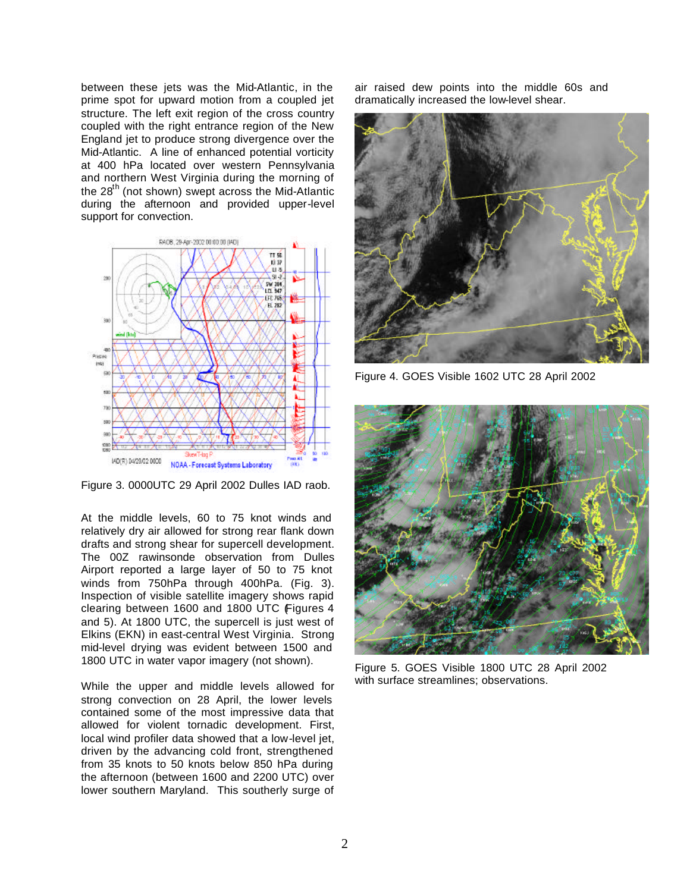between these jets was the Mid-Atlantic, in the prime spot for upward motion from a coupled jet structure. The left exit region of the cross country coupled with the right entrance region of the New England jet to produce strong divergence over the Mid-Atlantic. A line of enhanced potential vorticity at 400 hPa located over western Pennsylvania and northern West Virginia during the morning of the 28th (not shown) swept across the Mid-Atlantic during the afternoon and provided upper-level support for convection.

Figure 3. 0000UTC 29 April 2002 Dulles IAD raob.

At the middle levels, 60 to 75 knot winds and relatively dry air allowed for strong rear flank down drafts and strong shear for supercell development. The 00Z rawinsonde observation from Dulles Airport reported a large layer of 50 to 75 knot winds from 750hPa through 400hPa. (Fig. 3). Inspection of visible satellite imagery shows rapid clearing between 1600 and 1800 UTC (Figures 4 and 5). At 1800 UTC, the supercell is just west of Elkins (EKN) in east-central West Virginia. Strong mid-level drying was evident between 1500 and 1800 UTC in water vapor imagery (not shown).

While the upper and middle levels allowed for strong convection on 28 April, the lower levels contained some of the most impressive data that allowed for violent tornadic development. First, local wind profiler data showed that a low-level jet, driven by the advancing cold front, strengthened from 35 knots to 50 knots below 850 hPa during the afternoon (between 1600 and 2200 UTC) over lower southern Maryland. This southerly surge of air raised dew points into the middle 60s and dramatically increased the low-level shear.

Figure 4. GOES Visible 1602 UTC 28 April 2002

Figure 5. GOES Visible 1800 UTC 28 April 2002 with surface streamlines; observations.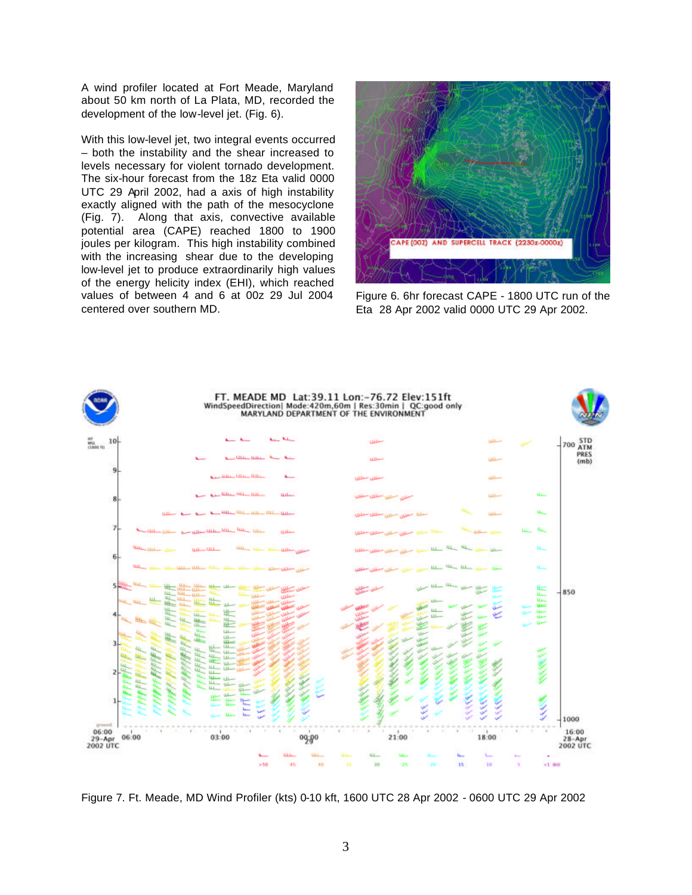A wind profiler located at Fort Meade, Maryland about 50 km north of La Plata, MD, recorded the development of the low-level jet. (Fig. 6).

With this low-level jet, two integral events occurred – both the instability and the shear increased to levels necessary for violent tornado development. The six-hour forecast from the 18z Eta valid 0000 UTC 29 April 2002, had a axis of high instability exactly aligned with the path of the mesocyclone (Fig. 7). Along that axis, convective available potential area (CAPE) reached 1800 to 1900 joules per kilogram. This high instability combined with the increasing shear due to the developing low-level jet to produce extraordinarily high values of the energy helicity index (EHI), which reached values of between 4 and 6 at 00z 29 Jul 2004 centered over southern MD.

Figure 6. 6hr forecast CAPE - 1800 UTC run of the Eta 28 Apr 2002 valid 0000 UTC 29 Apr 2002.

Figure 7. Ft. Meade, MD Wind Profiler (kts) 0-10 kft, 1600 UTC 28 Apr 2002 - 0600 UTC 29 Apr 2002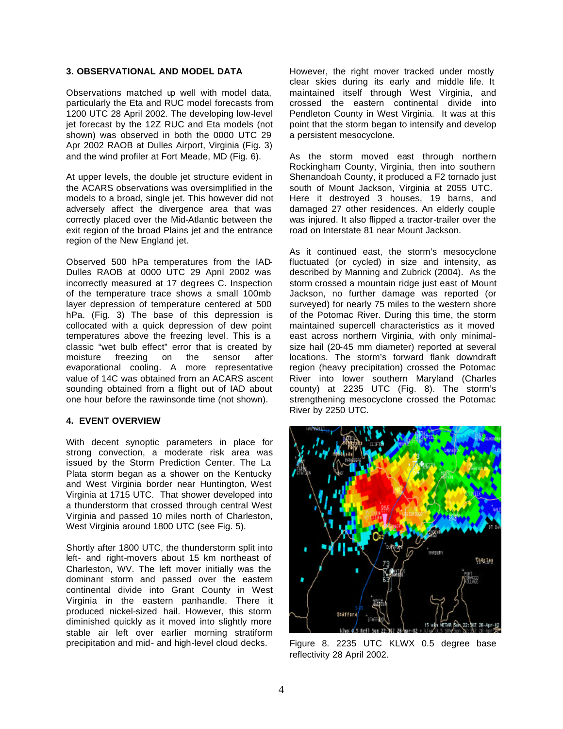## 3. OBSERVATIONAL AND MODEL DATA

Observations matched up well with model data, particularly the Eta and RUC model forecasts from 1200 UTC 28 April 2002. The developing low-level jet forecast by the 12Z RUC and Eta models (not shown) was observed in both the 0000 UTC 29 Apr 2002 RAOB at Dulles Airport, Virginia (Fig. 3) and the wind profiler at Fort Meade, MD (Fig. 6).

At upper levels, the double jet structure evident in the ACARS observations was oversimplified in the models to a broad, single jet. This however did not adversely affect the divergence area that was correctly placed over the Mid-Atlantic between the exit region of the broad Plains jet and the entrance region of the New England jet.

Observed 500 hPa temperatures from the IAD-Dulles RAOB at 0000 UTC 29 April 2002 was incorrectly measured at 17 degrees C. Inspection of the temperature trace shows a small 100mb layer depression of temperature centered at 500 hPa. (Fig. 3) The base of this depression is collocated with a quick depression of dew point temperatures above the freezing level. This is a classic "wet bulb effect" error that is created by moisture freezing on the sensor after evaporational cooling. A more representative value of 14C was obtained from an ACARS ascent sounding obtained from a flight out of IAD about one hour before the rawinsonde time (not shown).

## 4. EVENT OVERVIEW

With decent synoptic parameters in place for strong convection, a moderate risk area was issued by the Storm Prediction Center. The La Plata storm began as a shower on the Kentucky and West Virginia border near Huntington, West Virginia at 1715 UTC. That shower developed into a thunderstorm that crossed through central West Virginia and passed 10 miles north of Charleston, West Virginia around 1800 UTC (see Fig. 5).

Shortly after 1800 UTC, the thunderstorm split into left- and right-movers about 15 km northeast of Charleston, WV. The left mover initially was the dominant storm and passed over the eastern continental divide into Grant County in West Virginia in the eastern panhandle. There it produced nickel-sized hail. However, this storm diminished quickly as it moved into slightly more stable air left over earlier morning stratiform precipitation and mid- and high-level cloud decks.

However, the right mover tracked under mostly clear skies during its early and middle life. It maintained itself through West Virginia, and crossed the eastern continental divide into Pendleton County in West Virginia. It was at this point that the storm began to intensify and develop a persistent mesocyclone.

As the storm moved east through northern Rockingham County, Virginia, then into southern Shenandoah County, it produced a F2 tornado just south of Mount Jackson, Virginia at 2055 UTC. Here it destroyed 3 houses, 19 barns, and damaged 27 other residences. An elderly couple was injured. It also flipped a tractor-trailer over the road on Interstate 81 near Mount Jackson.

As it continued east, the storm's mesocyclone fluctuated (or cycled) in size and intensity, as described by Manning and Zubrick (2004). As the storm crossed a mountain ridge just east of Mount Jackson, no further damage was reported (or surveyed) for nearly 75 miles to the western shore of the Potomac River. During this time, the storm maintained supercell characteristics as it moved east across northern Virginia, with only minimal-size hail (20-45 mm diameter) reported at several locations. The storm's forward flank downdraft region (heavy precipitation) crossed the Potomac River into lower southern Maryland (Charles county) at 2235 UTC (Fig. 8). The storm's strengthening mesocyclone crossed the Potomac River by 2250 UTC.

Figure 8. 2235 UTC KLWX 0.5 degree base reflectivity 28 April 2002.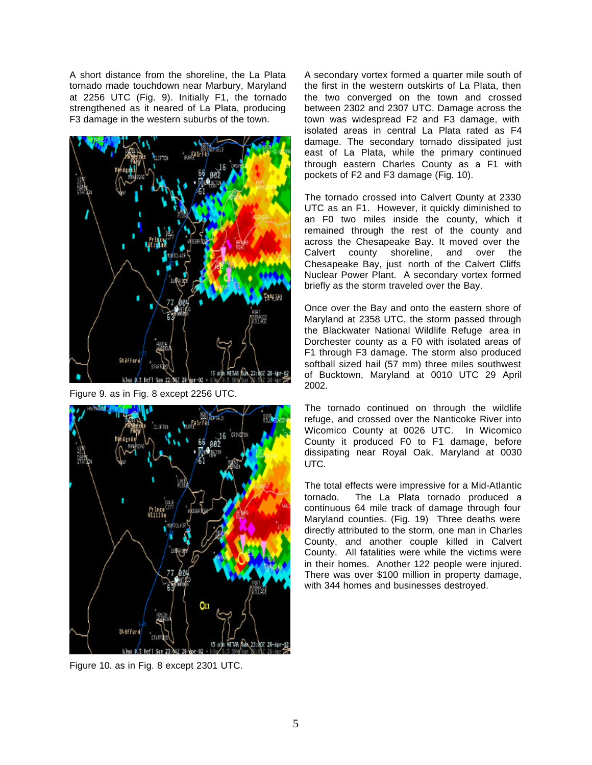A short distance from the shoreline, the La Plata tornado made touchdown near Marbury, Maryland at 2256 UTC (Fig. 9). Initially F1, the tornado strengthened as it neared of La Plata, producing F3 damage in the western suburbs of the town.

Figure 9. as in Fig. 8 except 2256 UTC.

Figure 10. as in Fig. 8 except 2301 UTC.

A secondary vortex formed a quarter mile south of the first in the western outskirts of La Plata, then the two converged on the town and crossed between 2302 and 2307 UTC. Damage across the town was widespread F2 and F3 damage, with isolated areas in central La Plata rated as F4 damage. The secondary tornado dissipated just east of La Plata, while the primary continued through eastern Charles County as a F1 with pockets of F2 and F3 damage (Fig. 10).

The tornado crossed into Calvert County at 2330 UTC as an F1. However, it quickly diminished to an F0 two miles inside the county, which it remained through the rest of the county and across the Chesapeake Bay. It moved over the Calvert county shoreline, and over the Chesapeake Bay, just north of the Calvert Cliffs Nuclear Power Plant. A secondary vortex formed briefly as the storm traveled over the Bay.

Once over the Bay and onto the eastern shore of Maryland at 2358 UTC, the storm passed through the Blackwater National Wildlife Refuge area in Dorchester county as a F0 with isolated areas of F1 through F3 damage. The storm also produced softball sized hail (57 mm) three miles southwest of Bucktown, Maryland at 0010 UTC 29 April 2002.

The tornado continued on through the wildlife refuge, and crossed over the Nanticoke River into Wicomico County at 0026 UTC. In Wicomico County it produced F0 to F1 damage, before dissipating near Royal Oak, Maryland at 0030 UTC.

The total effects were impressive for a Mid-Atlantic tornado. The La Plata tornado produced a continuous 64 mile track of damage through four Maryland counties. (Fig. 19) Three deaths were directly attributed to the storm, one man in Charles County, and another couple killed in Calvert County. All fatalities were while the victims were in their homes. Another 122 people were injured. There was over $100 million in property damage, with 344 homes and businesses destroyed.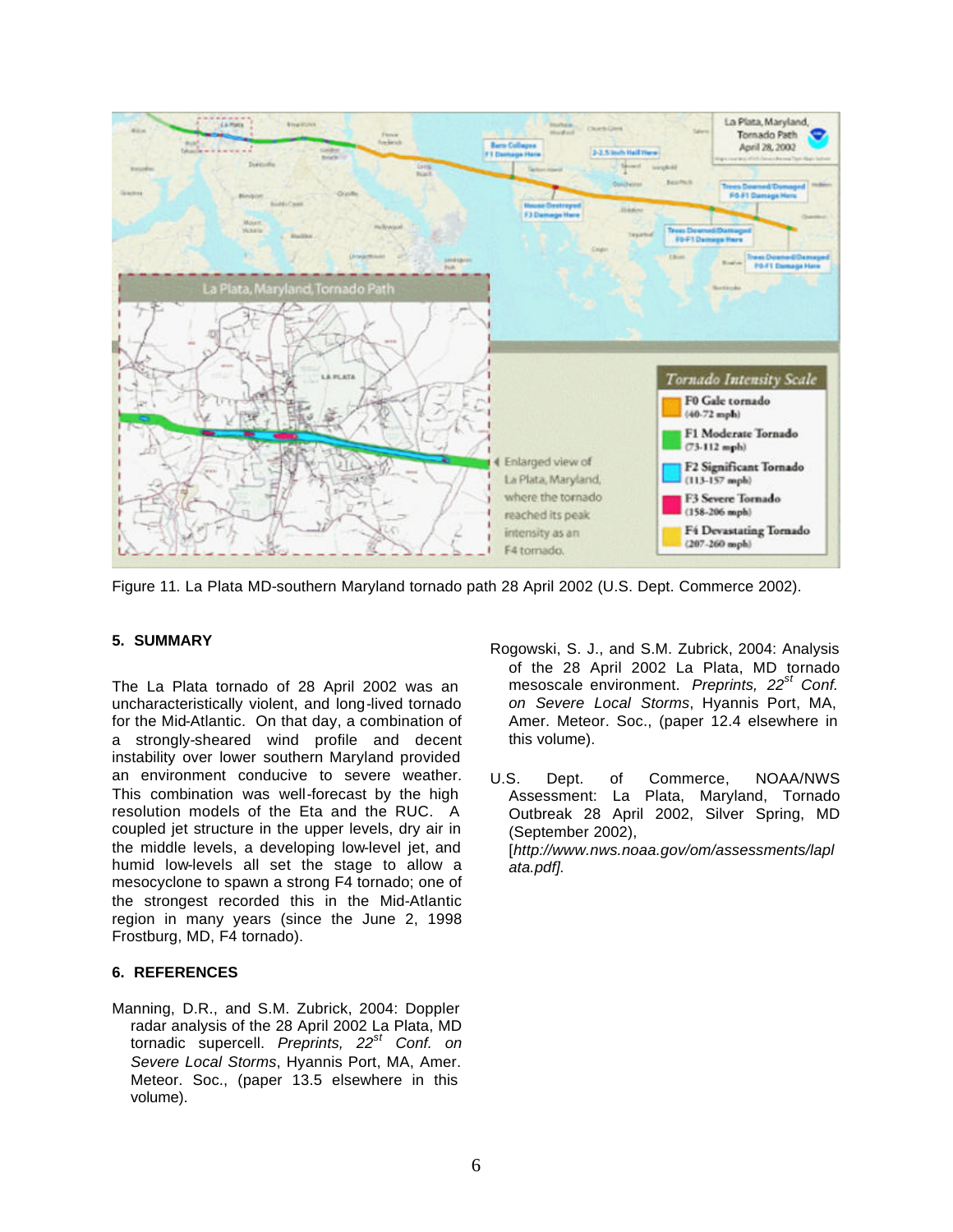Figure 11. La Plata MD-southern Maryland tornado path 28 April 2002 (U.S. Dept. Commerce 2002).

## 5. SUMMARY

The La Plata tornado of 28 April 2002 was an uncharacteristically violent, and long-lived tornado for the Mid-Atlantic. On that day, a combination of a strongly-sheared wind profile and decent instability over lower southern Maryland provided an environment conducive to severe weather. This combination was well-forecast by the high resolution models of the Eta and the RUC. A coupled jet structure in the upper levels, dry air in the middle levels, a developing low-level jet, and humid low-levels all set the stage to allow a mesocyclone to spawn a strong F4 tornado; one of the strongest recorded this in the Mid-Atlantic region in many years (since the June 2, 1998 Frostburg, MD, F4 tornado).

## 6. REFERENCES

Manning, D.R., and S.M. Zubrick, 2004: Doppler radar analysis of the 28 April 2002 La Plata, MD tornadic supercell. *Preprints, 22^st Conf. on Severe Local Storms*, Hyannis Port, MA, Amer. Meteor. Soc., (paper 13.5 elsewhere in this volume).

Rogowski, S. J., and S.M. Zubrick, 2004: Analysis of the 28 April 2002 La Plata, MD tornado mesoscale environment. *Preprints, 22^st Conf. on Severe Local Storms*, Hyannis Port, MA, Amer. Meteor. Soc., (paper 12.4 elsewhere in this volume).

U.S. Dept. of Commerce, NOAA/NWS Assessment: La Plata, Maryland, Tornado Outbreak 28 April 2002, Silver Spring, MD (September 2002), [*http://www.nws.noaa.gov/om/assessments/laplata.pdf*].